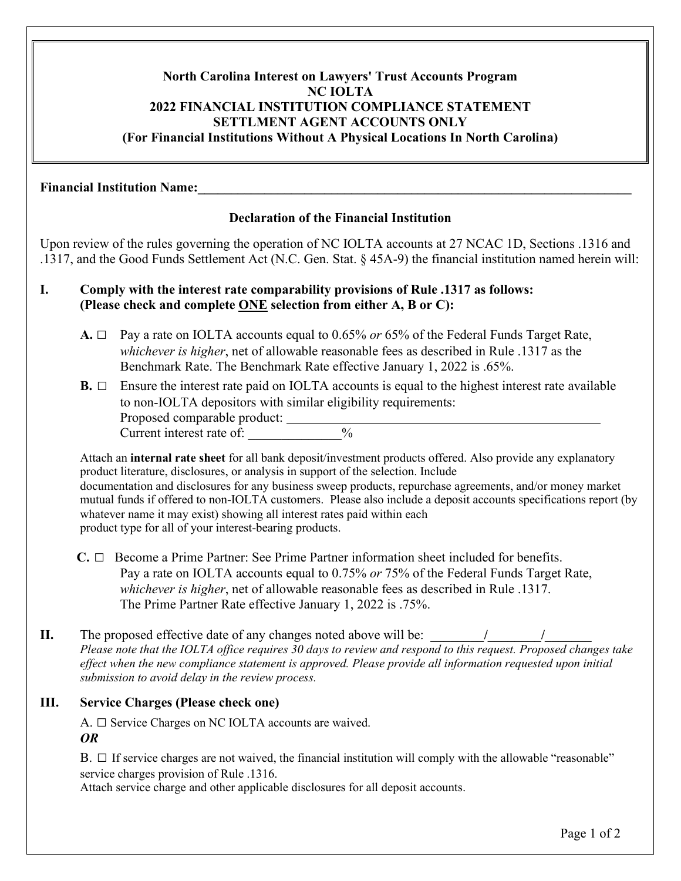**North Carolina Interest on Lawyers' Trust Accounts Program**
**NC IOLTA**
**2022 FINANCIAL INSTITUTION COMPLIANCE STATEMENT**
**SETTLMENT AGENT ACCOUNTS ONLY**
**(For Financial Institutions Without A Physical Locations In North Carolina)**

**Financial Institution Name:**_______________________________________________________________________

### Declaration of the Financial Institution

Upon review of the rules governing the operation of NC IOLTA accounts at 27 NCAC 1D, Sections .1316 and .1317, and the Good Funds Settlement Act (N.C. Gen. Stat. § 45A-9) the financial institution named herein will:

**I. Comply with the interest rate comparability provisions of Rule .1317 as follows: (Please check and complete ONE selection from either A, B or C):**

**A.** ☐ Pay a rate on IOLTA accounts equal to 0.65% *or* 65% of the Federal Funds Target Rate, *whichever is higher*, net of allowable reasonable fees as described in Rule .1317 as the Benchmark Rate. The Benchmark Rate effective January 1, 2022 is .65%.

**B.** ☐ Ensure the interest rate paid on IOLTA accounts is equal to the highest interest rate available to non-IOLTA depositors with similar eligibility requirements:
Proposed comparable product: ___________________________________________________
Current interest rate of: ______________%

Attach an **internal rate sheet** for all bank deposit/investment products offered. Also provide any explanatory product literature, disclosures, or analysis in support of the selection. Include documentation and disclosures for any business sweep products, repurchase agreements, and/or money market mutual funds if offered to non-IOLTA customers. Please also include a deposit accounts specifications report (by whatever name it may exist) showing all interest rates paid within each product type for all of your interest-bearing products.

**C.** ☐ Become a Prime Partner: See Prime Partner information sheet included for benefits. Pay a rate on IOLTA accounts equal to 0.75% *or* 75% of the Federal Funds Target Rate, *whichever is higher*, net of allowable reasonable fees as described in Rule .1317. The Prime Partner Rate effective January 1, 2022 is .75%.

**II.** The proposed effective date of any changes noted above will be: ________/________/_______
*Please note that the IOLTA office requires 30 days to review and respond to this request. Proposed changes take effect when the new compliance statement is approved. Please provide all information requested upon initial submission to avoid delay in the review process.*

**III. Service Charges (Please check one)**

A. ☐ Service Charges on NC IOLTA accounts are waived.
***OR***

B. ☐ If service charges are not waived, the financial institution will comply with the allowable "reasonable" service charges provision of Rule .1316.
Attach service charge and other applicable disclosures for all deposit accounts.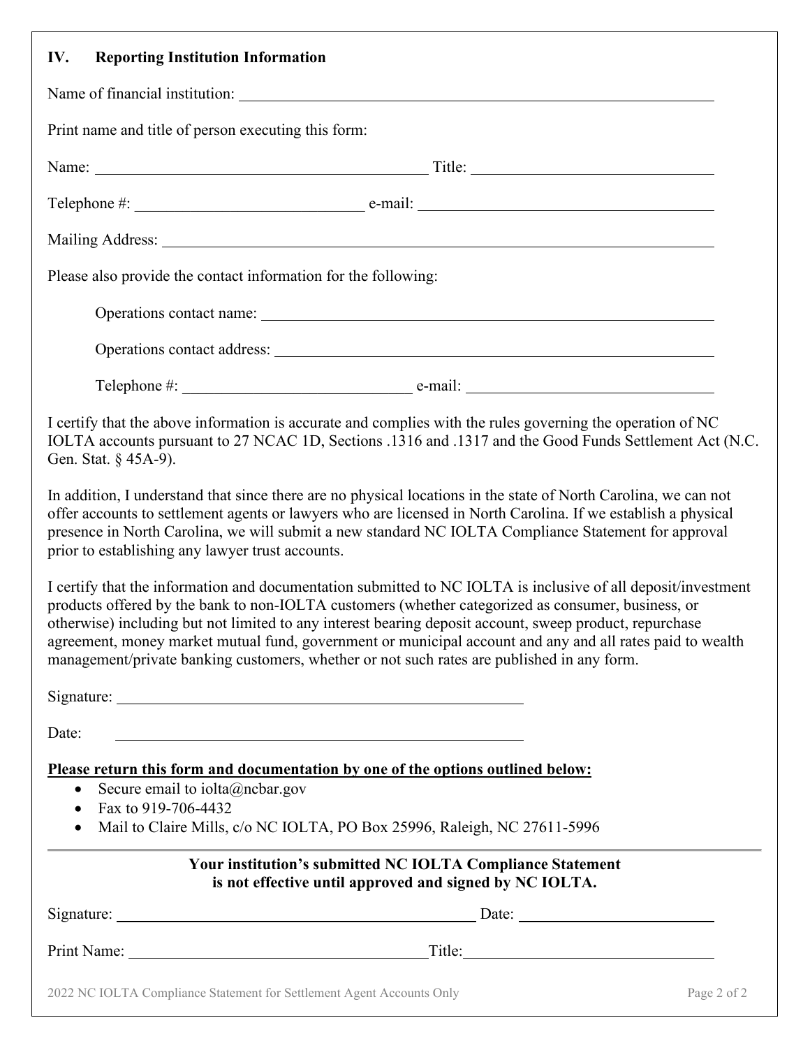## IV. Reporting Institution Information

Name of financial institution: ______________________________

Print name and title of person executing this form:

Name: ______________________________ Title: ______________________________

Telephone #: ______________________________ e-mail: ______________________________

Mailing Address: ______________________________

Please also provide the contact information for the following:

Operations contact name: ______________________________

Operations contact address: ______________________________

Telephone #: ______________________________ e-mail: ______________________________

I certify that the above information is accurate and complies with the rules governing the operation of NC IOLTA accounts pursuant to 27 NCAC 1D, Sections .1316 and .1317 and the Good Funds Settlement Act (N.C. Gen. Stat. § 45A-9).

In addition, I understand that since there are no physical locations in the state of North Carolina, we can not offer accounts to settlement agents or lawyers who are licensed in North Carolina. If we establish a physical presence in North Carolina, we will submit a new standard NC IOLTA Compliance Statement for approval prior to establishing any lawyer trust accounts.

I certify that the information and documentation submitted to NC IOLTA is inclusive of all deposit/investment products offered by the bank to non-IOLTA customers (whether categorized as consumer, business, or otherwise) including but not limited to any interest bearing deposit account, sweep product, repurchase agreement, money market mutual fund, government or municipal account and any and all rates paid to wealth management/private banking customers, whether or not such rates are published in any form.

Signature: ______________________________

Date: ______________________________

**Please return this form and documentation by one of the options outlined below:**

- Secure email to iolta@ncbar.gov
- Fax to 919-706-4432
- Mail to Claire Mills, c/o NC IOLTA, PO Box 25996, Raleigh, NC 27611-5996

---

**Your institution's submitted NC IOLTA Compliance Statement is not effective until approved and signed by NC IOLTA.**

Signature: ______________________________ Date: ______________________________

Print Name: ______________________________ Title: ______________________________

2022 NC IOLTA Compliance Statement for Settlement Agent Accounts Only